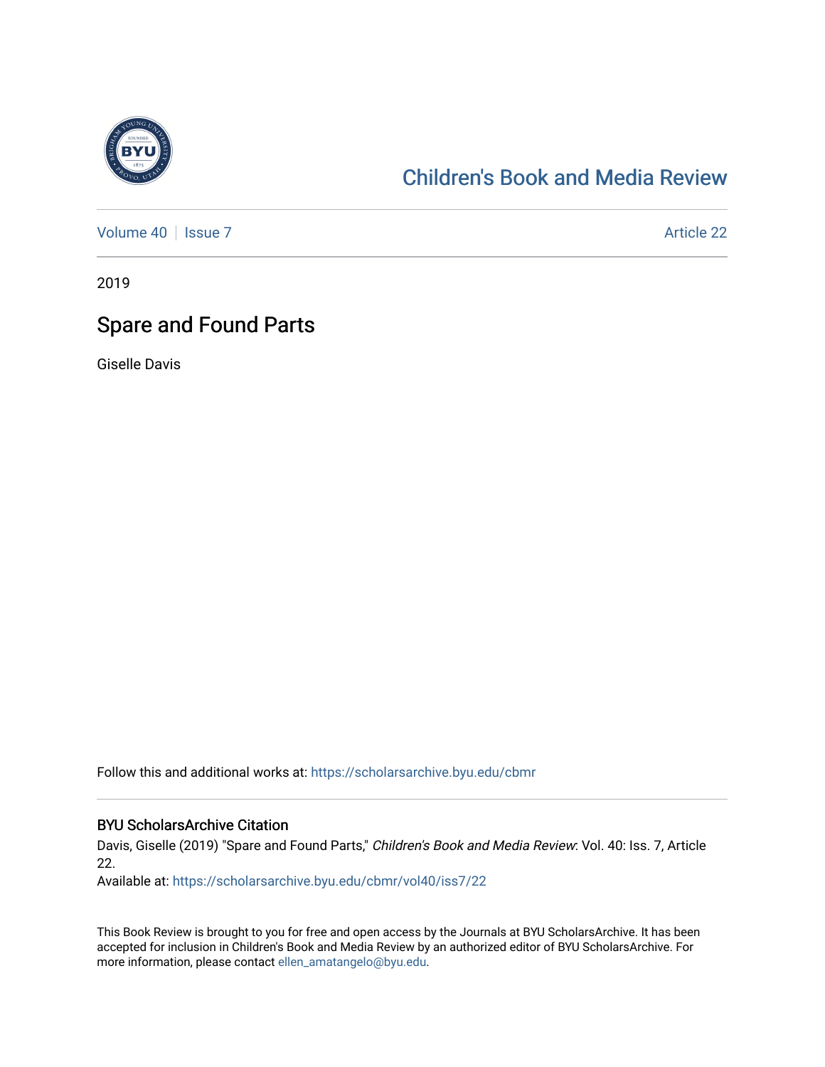Children's Book and Media Review

Volume 40 | Issue 7 | Article 22

2019

# Spare and Found Parts

Giselle Davis

Follow this and additional works at: https://scholarsarchive.byu.edu/cbmr

## BYU ScholarsArchive Citation

Davis, Giselle (2019) "Spare and Found Parts," *Children's Book and Media Review*: Vol. 40: Iss. 7, Article 22.

Available at: https://scholarsarchive.byu.edu/cbmr/vol40/iss7/22

This Book Review is brought to you for free and open access by the Journals at BYU ScholarsArchive. It has been accepted for inclusion in Children's Book and Media Review by an authorized editor of BYU ScholarsArchive. For more information, please contact ellen_amatangelo@byu.edu.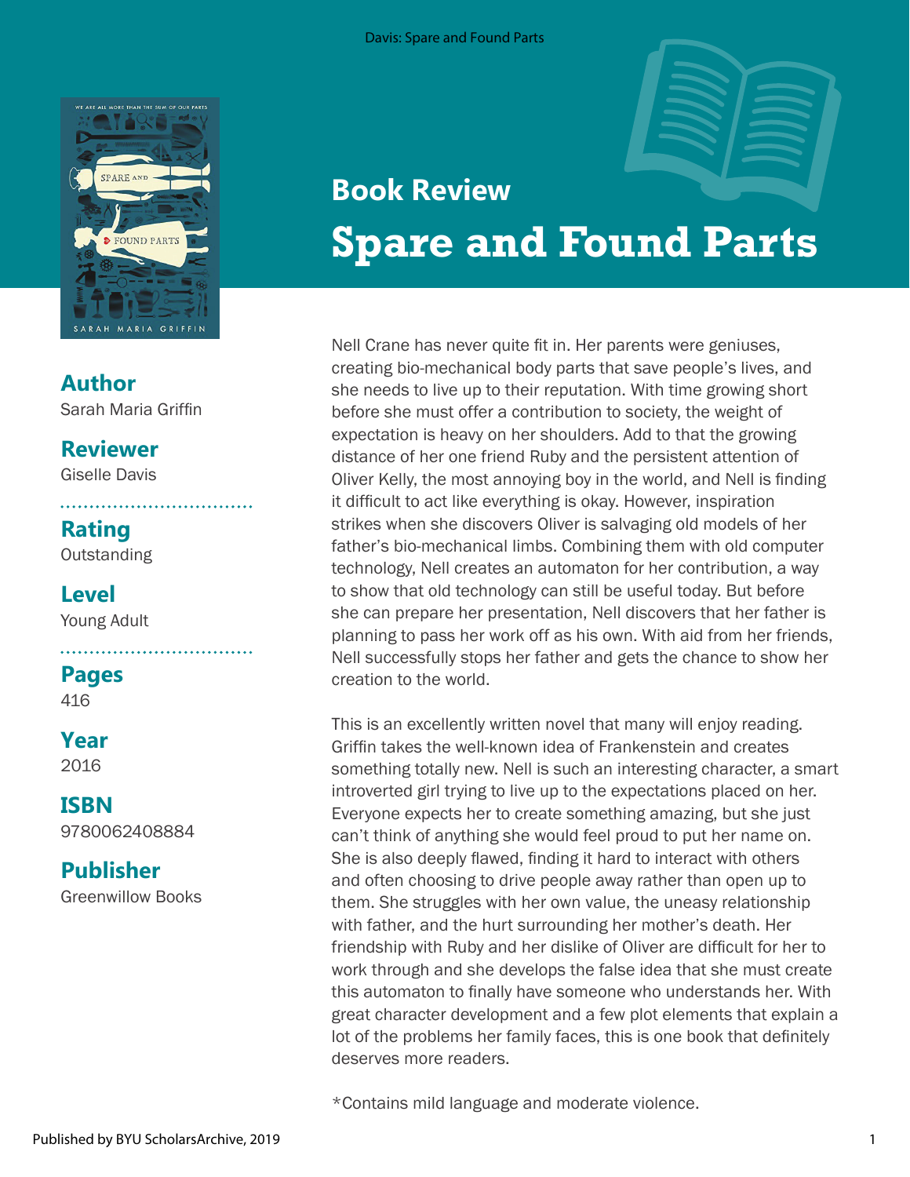# Book Review

# Spare and Found Parts

**Author**
Sarah Maria Griffin

**Reviewer**
Giselle Davis

**Rating**
Outstanding

**Level**
Young Adult

**Pages**
416

**Year**
2016

**ISBN**
9780062408884

**Publisher**
Greenwillow Books

Nell Crane has never quite fit in. Her parents were geniuses, creating bio-mechanical body parts that save people's lives, and she needs to live up to their reputation. With time growing short before she must offer a contribution to society, the weight of expectation is heavy on her shoulders. Add to that the growing distance of her one friend Ruby and the persistent attention of Oliver Kelly, the most annoying boy in the world, and Nell is finding it difficult to act like everything is okay. However, inspiration strikes when she discovers Oliver is salvaging old models of her father's bio-mechanical limbs. Combining them with old computer technology, Nell creates an automaton for her contribution, a way to show that old technology can still be useful today. But before she can prepare her presentation, Nell discovers that her father is planning to pass her work off as his own. With aid from her friends, Nell successfully stops her father and gets the chance to show her creation to the world.

This is an excellently written novel that many will enjoy reading. Griffin takes the well-known idea of Frankenstein and creates something totally new. Nell is such an interesting character, a smart introverted girl trying to live up to the expectations placed on her. Everyone expects her to create something amazing, but she just can't think of anything she would feel proud to put her name on. She is also deeply flawed, finding it hard to interact with others and often choosing to drive people away rather than open up to them. She struggles with her own value, the uneasy relationship with father, and the hurt surrounding her mother's death. Her friendship with Ruby and her dislike of Oliver are difficult for her to work through and she develops the false idea that she must create this automaton to finally have someone who understands her. With great character development and a few plot elements that explain a lot of the problems her family faces, this is one book that definitely deserves more readers.

*Contains mild language and moderate violence.